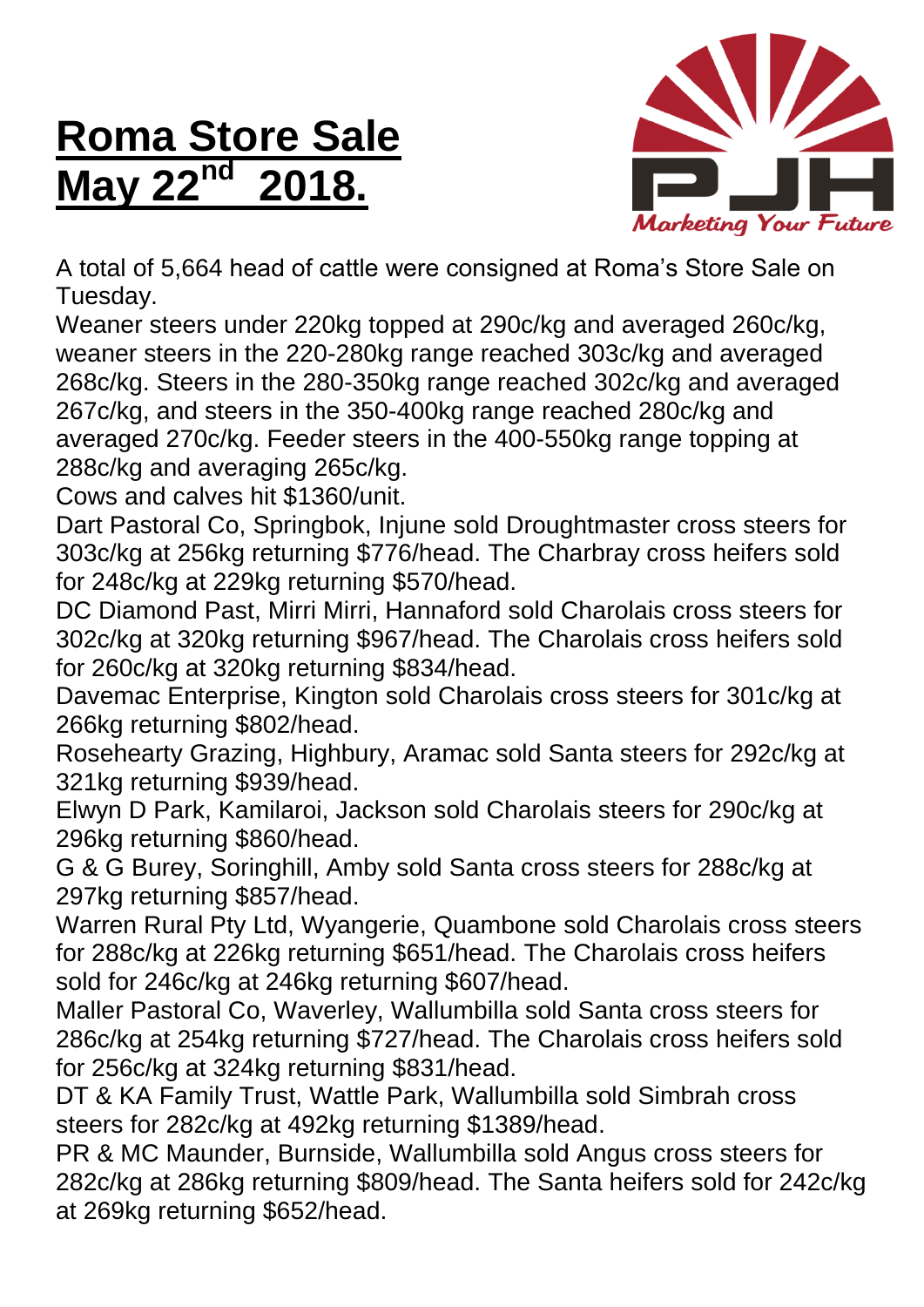# Roma Store Sale May 22nd 2018.

Marketing Your Future

A total of 5,664 head of cattle were consigned at Roma's Store Sale on Tuesday.

Weaner steers under 220kg topped at 290c/kg and averaged 260c/kg, weaner steers in the 220-280kg range reached 303c/kg and averaged 268c/kg. Steers in the 280-350kg range reached 302c/kg and averaged 267c/kg, and steers in the 350-400kg range reached 280c/kg and averaged 270c/kg. Feeder steers in the 400-550kg range topping at 288c/kg and averaging 265c/kg.

Cows and calves hit $1360/unit.

Dart Pastoral Co, Springbok, Injune sold Droughtmaster cross steers for 303c/kg at 256kg returning $776/head. The Charbray cross heifers sold for 248c/kg at 229kg returning $570/head.

DC Diamond Past, Mirri Mirri, Hannaford sold Charolais cross steers for 302c/kg at 320kg returning $967/head. The Charolais cross heifers sold for 260c/kg at 320kg returning $834/head.

Davemac Enterprise, Kington sold Charolais cross steers for 301c/kg at 266kg returning $802/head.

Rosehearty Grazing, Highbury, Aramac sold Santa steers for 292c/kg at 321kg returning $939/head.

Elwyn D Park, Kamilaroi, Jackson sold Charolais steers for 290c/kg at 296kg returning $860/head.

G & G Burey, Soringhill, Amby sold Santa cross steers for 288c/kg at 297kg returning $857/head.

Warren Rural Pty Ltd, Wyangerie, Quambone sold Charolais cross steers for 288c/kg at 226kg returning $651/head. The Charolais cross heifers sold for 246c/kg at 246kg returning $607/head.

Maller Pastoral Co, Waverley, Wallumbilla sold Santa cross steers for 286c/kg at 254kg returning $727/head. The Charolais cross heifers sold for 256c/kg at 324kg returning $831/head.

DT & KA Family Trust, Wattle Park, Wallumbilla sold Simbrah cross steers for 282c/kg at 492kg returning $1389/head.

PR & MC Maunder, Burnside, Wallumbilla sold Angus cross steers for 282c/kg at 286kg returning $809/head. The Santa heifers sold for 242c/kg at 269kg returning $652/head.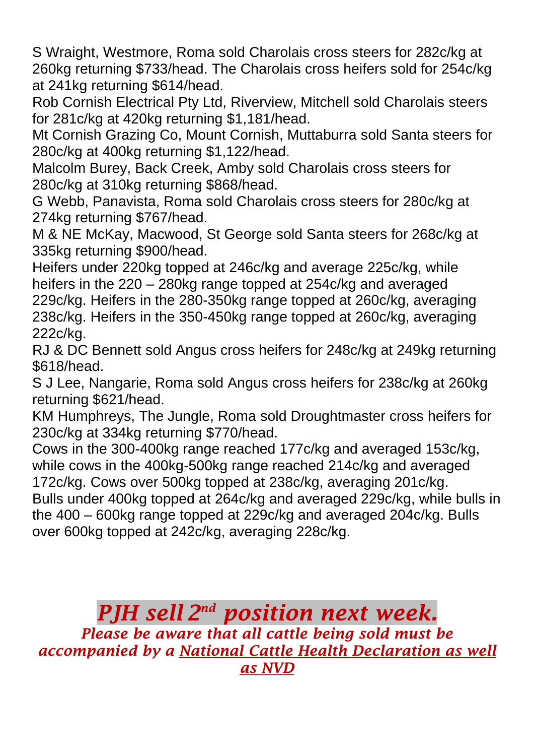S Wraight, Westmore, Roma sold Charolais cross steers for 282c/kg at 260kg returning $733/head. The Charolais cross heifers sold for 254c/kg at 241kg returning $614/head.

Rob Cornish Electrical Pty Ltd, Riverview, Mitchell sold Charolais steers for 281c/kg at 420kg returning $1,181/head.

Mt Cornish Grazing Co, Mount Cornish, Muttaburra sold Santa steers for 280c/kg at 400kg returning $1,122/head.

Malcolm Burey, Back Creek, Amby sold Charolais cross steers for 280c/kg at 310kg returning $868/head.

G Webb, Panavista, Roma sold Charolais cross steers for 280c/kg at 274kg returning $767/head.

M & NE McKay, Macwood, St George sold Santa steers for 268c/kg at 335kg returning $900/head.

Heifers under 220kg topped at 246c/kg and average 225c/kg, while heifers in the 220 – 280kg range topped at 254c/kg and averaged 229c/kg. Heifers in the 280-350kg range topped at 260c/kg, averaging 238c/kg. Heifers in the 350-450kg range topped at 260c/kg, averaging 222c/kg.

RJ & DC Bennett sold Angus cross heifers for 248c/kg at 249kg returning $618/head.

S J Lee, Nangarie, Roma sold Angus cross heifers for 238c/kg at 260kg returning $621/head.

KM Humphreys, The Jungle, Roma sold Droughtmaster cross heifers for 230c/kg at 334kg returning $770/head.

Cows in the 300-400kg range reached 177c/kg and averaged 153c/kg, while cows in the 400kg-500kg range reached 214c/kg and averaged 172c/kg. Cows over 500kg topped at 238c/kg, averaging 201c/kg.

Bulls under 400kg topped at 264c/kg and averaged 229c/kg, while bulls in the 400 – 600kg range topped at 229c/kg and averaged 204c/kg. Bulls over 600kg topped at 242c/kg, averaging 228c/kg.

## ***PJH sell 2nd position next week.***

***Please be aware that all cattle being sold must be accompanied by a National Cattle Health Declaration as well as NVD***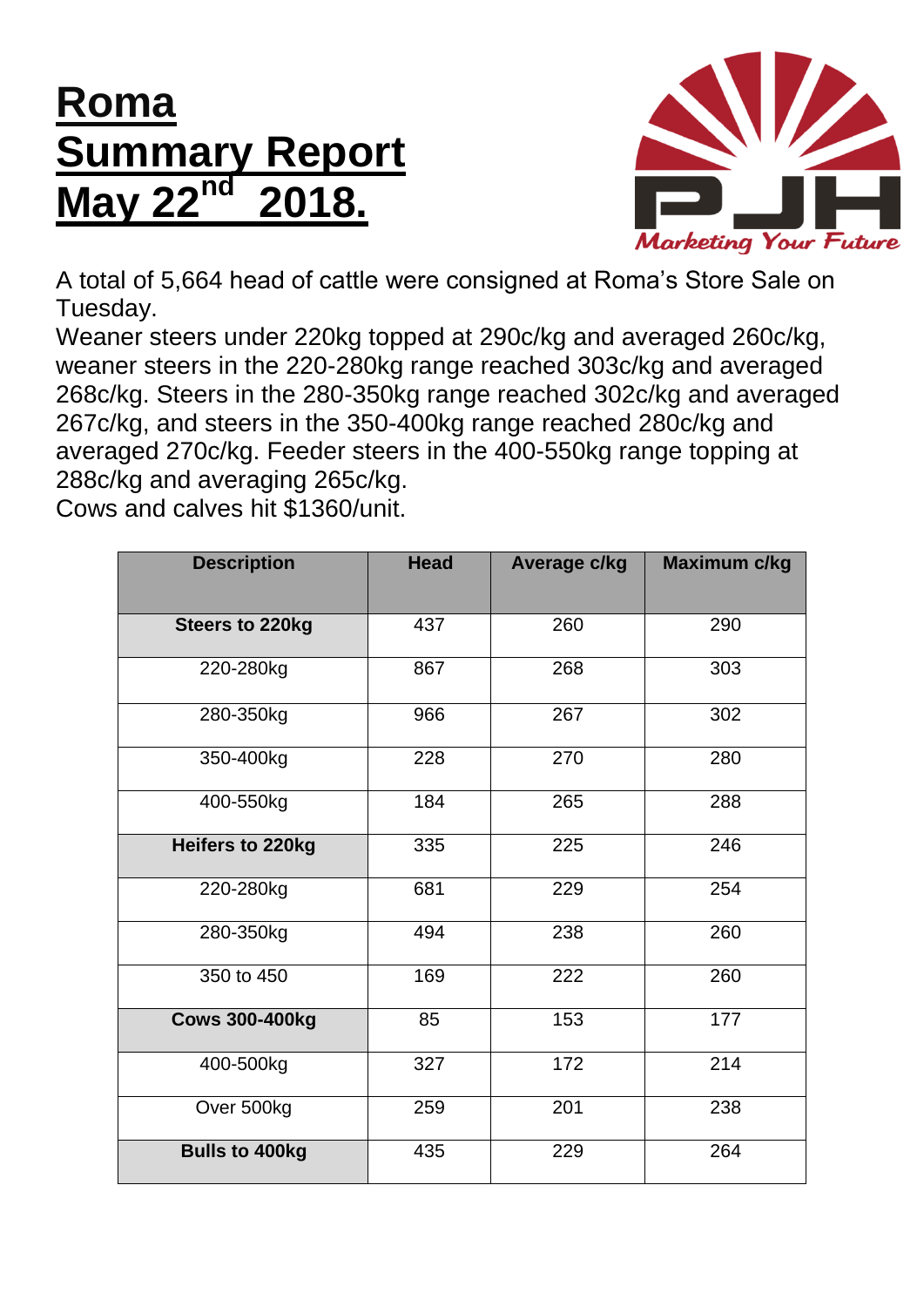# Roma Summary Report May 22nd 2018.

PJH
Marketing Your Future

A total of 5,664 head of cattle were consigned at Roma's Store Sale on Tuesday.

Weaner steers under 220kg topped at 290c/kg and averaged 260c/kg, weaner steers in the 220-280kg range reached 303c/kg and averaged 268c/kg. Steers in the 280-350kg range reached 302c/kg and averaged 267c/kg, and steers in the 350-400kg range reached 280c/kg and averaged 270c/kg. Feeder steers in the 400-550kg range topping at 288c/kg and averaging 265c/kg.

Cows and calves hit $1360/unit.

| Description | Head | Average c/kg | Maximum c/kg |
|---|---|---|---|
| **Steers to 220kg** | 437 | 260 | 290 |
| 220-280kg | 867 | 268 | 303 |
| 280-350kg | 966 | 267 | 302 |
| 350-400kg | 228 | 270 | 280 |
| 400-550kg | 184 | 265 | 288 |
| **Heifers to 220kg** | 335 | 225 | 246 |
| 220-280kg | 681 | 229 | 254 |
| 280-350kg | 494 | 238 | 260 |
| 350 to 450 | 169 | 222 | 260 |
| **Cows 300-400kg** | 85 | 153 | 177 |
| 400-500kg | 327 | 172 | 214 |
| Over 500kg | 259 | 201 | 238 |
| **Bulls to 400kg** | 435 | 229 | 264 |